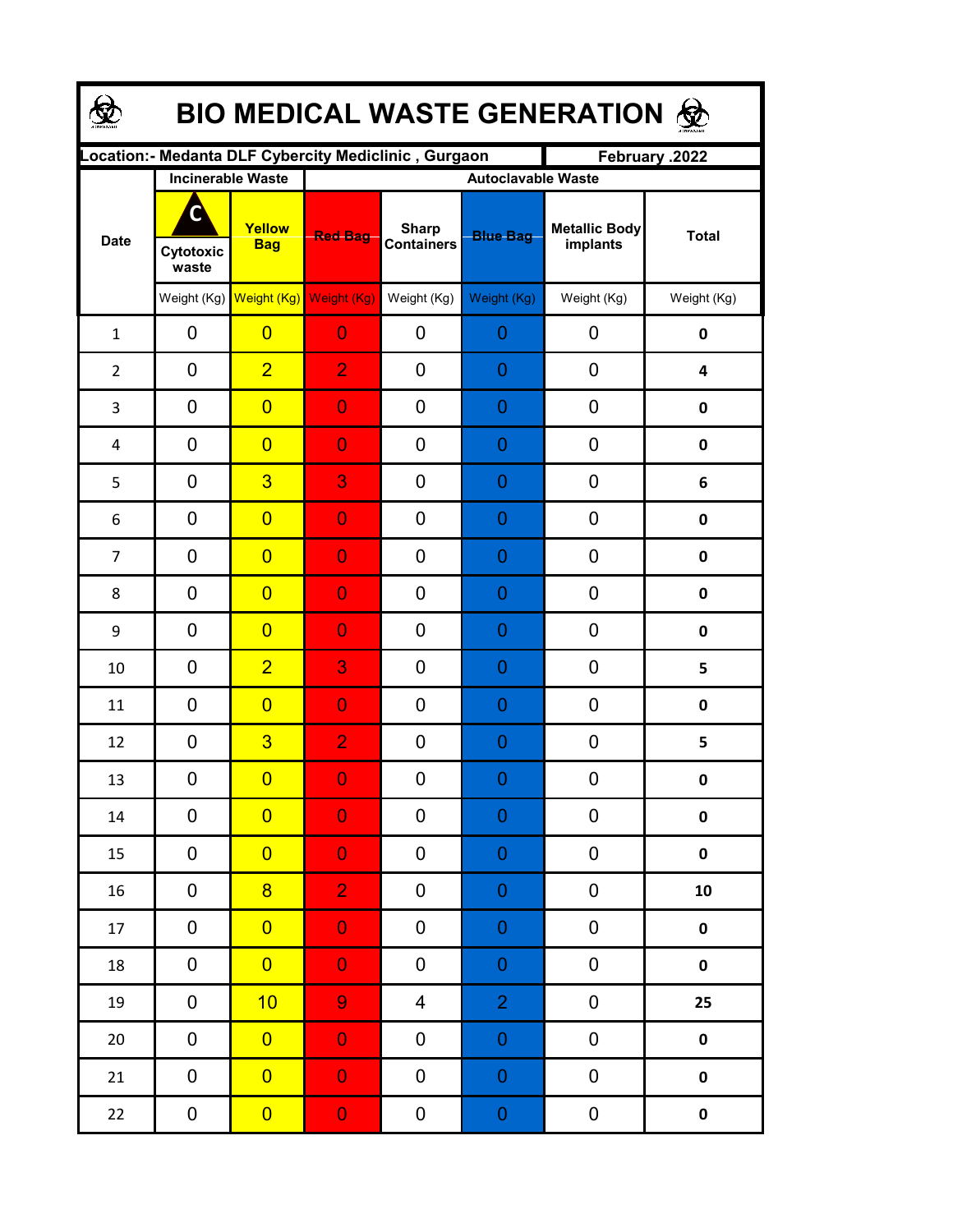# BIO MEDICAL WASTE GENERATION

| Location:- Medanta DLF Cybercity Mediclinic , Gurgaon | | | | | | | February .2022 |
|---|---|---|---|---|---|---|---|
| Date | Incinerable Waste | | Autoclavable Waste | | | | |
| | Cytotoxic waste | Yellow Bag | Red Bag | Sharp Containers | Blue Bag | Metallic Body implants | Total |
| | Weight (Kg) | Weight (Kg) | Weight (Kg) | Weight (Kg) | Weight (Kg) | Weight (Kg) | Weight (Kg) |
| 1 | 0 | 0 | 0 | 0 | 0 | 0 | **0** |
| 2 | 0 | 2 | 2 | 0 | 0 | 0 | **4** |
| 3 | 0 | 0 | 0 | 0 | 0 | 0 | **0** |
| 4 | 0 | 0 | 0 | 0 | 0 | 0 | **0** |
| 5 | 0 | 3 | 3 | 0 | 0 | 0 | **6** |
| 6 | 0 | 0 | 0 | 0 | 0 | 0 | **0** |
| 7 | 0 | 0 | 0 | 0 | 0 | 0 | **0** |
| 8 | 0 | 0 | 0 | 0 | 0 | 0 | **0** |
| 9 | 0 | 0 | 0 | 0 | 0 | 0 | **0** |
| 10 | 0 | 2 | 3 | 0 | 0 | 0 | **5** |
| 11 | 0 | 0 | 0 | 0 | 0 | 0 | **0** |
| 12 | 0 | 3 | 2 | 0 | 0 | 0 | **5** |
| 13 | 0 | 0 | 0 | 0 | 0 | 0 | **0** |
| 14 | 0 | 0 | 0 | 0 | 0 | 0 | **0** |
| 15 | 0 | 0 | 0 | 0 | 0 | 0 | **0** |
| 16 | 0 | 8 | 2 | 0 | 0 | 0 | **10** |
| 17 | 0 | 0 | 0 | 0 | 0 | 0 | **0** |
| 18 | 0 | 0 | 0 | 0 | 0 | 0 | **0** |
| 19 | 0 | 10 | 9 | 4 | 2 | 0 | **25** |
| 20 | 0 | 0 | 0 | 0 | 0 | 0 | **0** |
| 21 | 0 | 0 | 0 | 0 | 0 | 0 | **0** |
| 22 | 0 | 0 | 0 | 0 | 0 | 0 | **0** |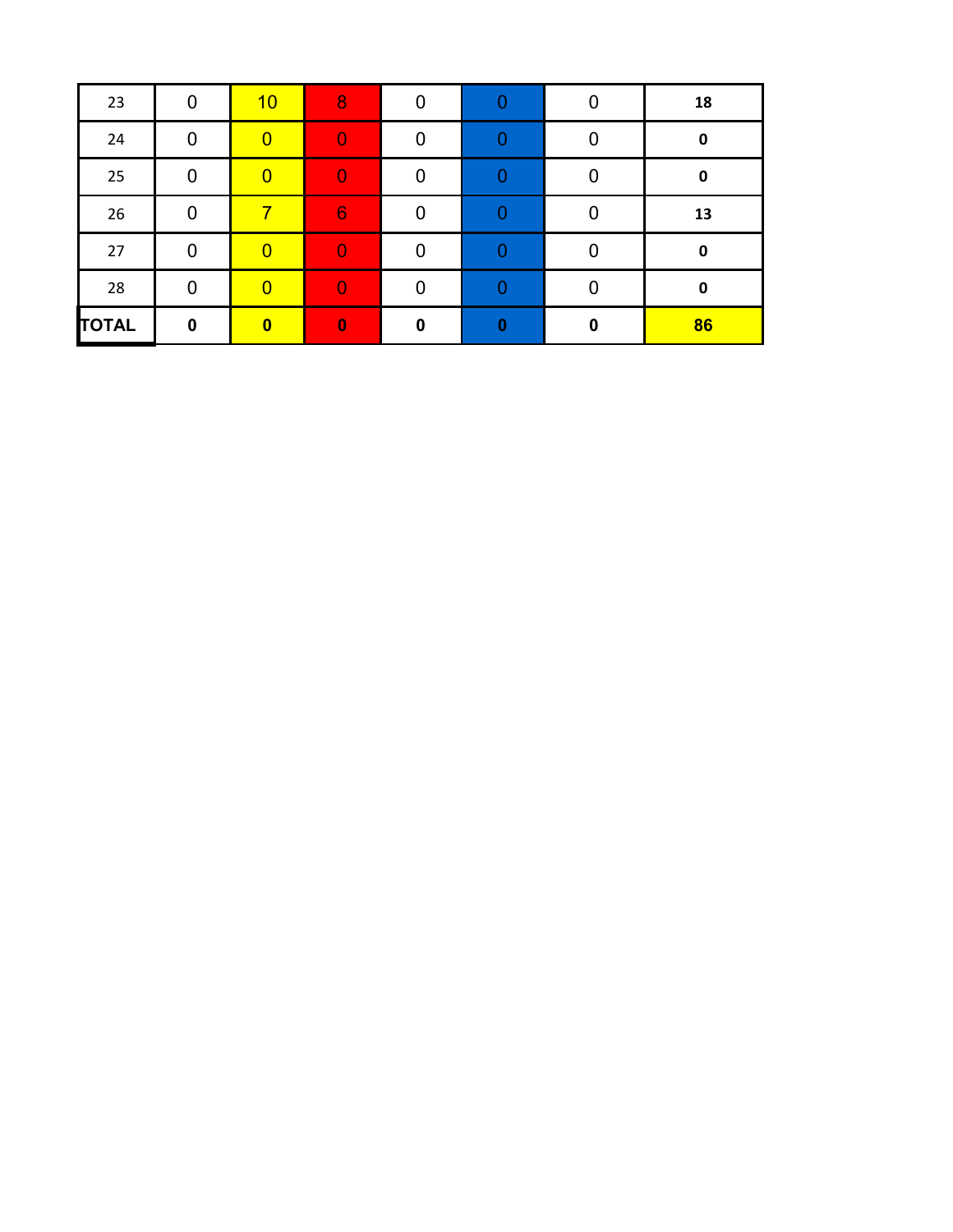| | | | | | | | |
|---|---|---|---|---|---|---|---|
| 23 | 0 | 10 | 8 | 0 | 0 | 0 | **18** |
| 24 | 0 | 0 | 0 | 0 | 0 | 0 | **0** |
| 25 | 0 | 0 | 0 | 0 | 0 | 0 | **0** |
| 26 | 0 | 7 | 6 | 0 | 0 | 0 | **13** |
| 27 | 0 | 0 | 0 | 0 | 0 | 0 | **0** |
| 28 | 0 | 0 | 0 | 0 | 0 | 0 | **0** |
| **TOTAL** | **0** | **0** | **0** | **0** | **0** | **0** | **86** |